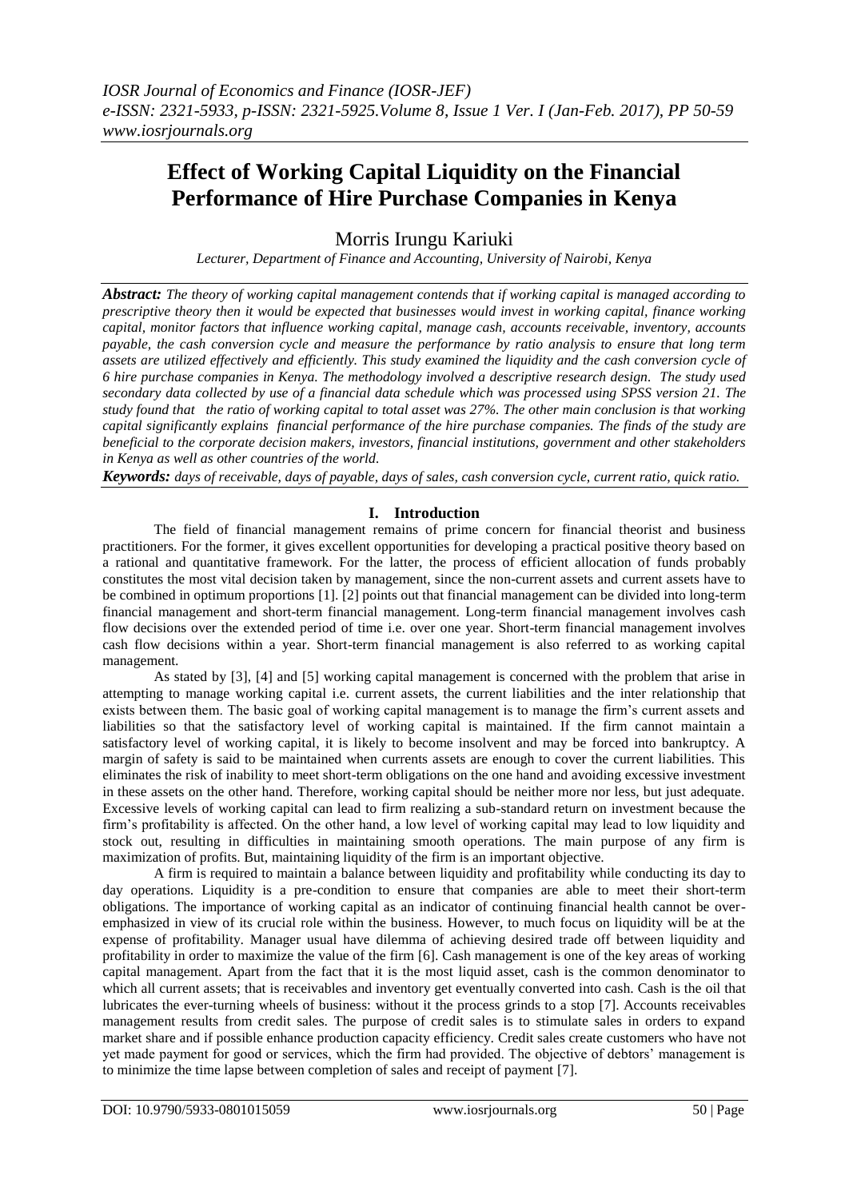# Effect of Working Capital Liquidity on the Financial Performance of Hire Purchase Companies in Kenya

Morris Irungu Kariuki

*Lecturer, Department of Finance and Accounting, University of Nairobi, Kenya*

***Abstract:*** *The theory of working capital management contends that if working capital is managed according to prescriptive theory then it would be expected that businesses would invest in working capital, finance working capital, monitor factors that influence working capital, manage cash, accounts receivable, inventory, accounts payable, the cash conversion cycle and measure the performance by ratio analysis to ensure that long term assets are utilized effectively and efficiently. This study examined the liquidity and the cash conversion cycle of 6 hire purchase companies in Kenya. The methodology involved a descriptive research design. The study used secondary data collected by use of a financial data schedule which was processed using SPSS version 21. The study found that the ratio of working capital to total asset was 27%. The other main conclusion is that working capital significantly explains financial performance of the hire purchase companies. The finds of the study are beneficial to the corporate decision makers, investors, financial institutions, government and other stakeholders in Kenya as well as other countries of the world.*

***Keywords:*** *days of receivable, days of payable, days of sales, cash conversion cycle, current ratio, quick ratio.*

## I. Introduction

The field of financial management remains of prime concern for financial theorist and business practitioners. For the former, it gives excellent opportunities for developing a practical positive theory based on a rational and quantitative framework. For the latter, the process of efficient allocation of funds probably constitutes the most vital decision taken by management, since the non-current assets and current assets have to be combined in optimum proportions [1]. [2] points out that financial management can be divided into long-term financial management and short-term financial management. Long-term financial management involves cash flow decisions over the extended period of time i.e. over one year. Short-term financial management involves cash flow decisions within a year. Short-term financial management is also referred to as working capital management.

As stated by [3], [4] and [5] working capital management is concerned with the problem that arise in attempting to manage working capital i.e. current assets, the current liabilities and the inter relationship that exists between them. The basic goal of working capital management is to manage the firm's current assets and liabilities so that the satisfactory level of working capital is maintained. If the firm cannot maintain a satisfactory level of working capital, it is likely to become insolvent and may be forced into bankruptcy. A margin of safety is said to be maintained when currents assets are enough to cover the current liabilities. This eliminates the risk of inability to meet short-term obligations on the one hand and avoiding excessive investment in these assets on the other hand. Therefore, working capital should be neither more nor less, but just adequate. Excessive levels of working capital can lead to firm realizing a sub-standard return on investment because the firm's profitability is affected. On the other hand, a low level of working capital may lead to low liquidity and stock out, resulting in difficulties in maintaining smooth operations. The main purpose of any firm is maximization of profits. But, maintaining liquidity of the firm is an important objective.

A firm is required to maintain a balance between liquidity and profitability while conducting its day to day operations. Liquidity is a pre-condition to ensure that companies are able to meet their short-term obligations. The importance of working capital as an indicator of continuing financial health cannot be over-emphasized in view of its crucial role within the business. However, to much focus on liquidity will be at the expense of profitability. Manager usual have dilemma of achieving desired trade off between liquidity and profitability in order to maximize the value of the firm [6]. Cash management is one of the key areas of working capital management. Apart from the fact that it is the most liquid asset, cash is the common denominator to which all current assets; that is receivables and inventory get eventually converted into cash. Cash is the oil that lubricates the ever-turning wheels of business: without it the process grinds to a stop [7]. Accounts receivables management results from credit sales. The purpose of credit sales is to stimulate sales in orders to expand market share and if possible enhance production capacity efficiency. Credit sales create customers who have not yet made payment for good or services, which the firm had provided. The objective of debtors' management is to minimize the time lapse between completion of sales and receipt of payment [7].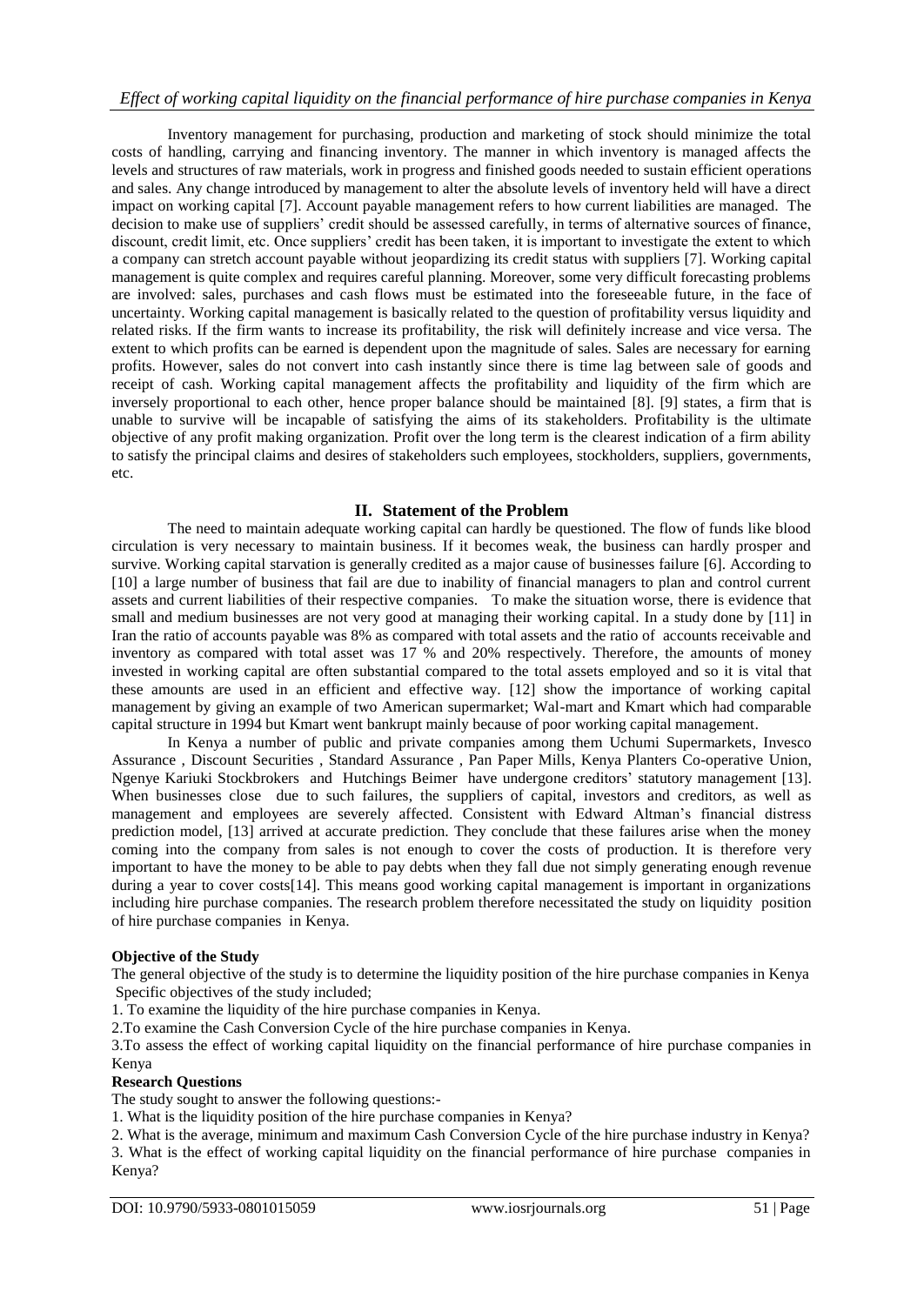Inventory management for purchasing, production and marketing of stock should minimize the total costs of handling, carrying and financing inventory. The manner in which inventory is managed affects the levels and structures of raw materials, work in progress and finished goods needed to sustain efficient operations and sales. Any change introduced by management to alter the absolute levels of inventory held will have a direct impact on working capital [7]. Account payable management refers to how current liabilities are managed. The decision to make use of suppliers' credit should be assessed carefully, in terms of alternative sources of finance, discount, credit limit, etc. Once suppliers' credit has been taken, it is important to investigate the extent to which a company can stretch account payable without jeopardizing its credit status with suppliers [7]. Working capital management is quite complex and requires careful planning. Moreover, some very difficult forecasting problems are involved: sales, purchases and cash flows must be estimated into the foreseeable future, in the face of uncertainty. Working capital management is basically related to the question of profitability versus liquidity and related risks. If the firm wants to increase its profitability, the risk will definitely increase and vice versa. The extent to which profits can be earned is dependent upon the magnitude of sales. Sales are necessary for earning profits. However, sales do not convert into cash instantly since there is time lag between sale of goods and receipt of cash. Working capital management affects the profitability and liquidity of the firm which are inversely proportional to each other, hence proper balance should be maintained [8]. [9] states, a firm that is unable to survive will be incapable of satisfying the aims of its stakeholders. Profitability is the ultimate objective of any profit making organization. Profit over the long term is the clearest indication of a firm ability to satisfy the principal claims and desires of stakeholders such employees, stockholders, suppliers, governments, etc.

## II. Statement of the Problem

The need to maintain adequate working capital can hardly be questioned. The flow of funds like blood circulation is very necessary to maintain business. If it becomes weak, the business can hardly prosper and survive. Working capital starvation is generally credited as a major cause of businesses failure [6]. According to [10] a large number of business that fail are due to inability of financial managers to plan and control current assets and current liabilities of their respective companies. To make the situation worse, there is evidence that small and medium businesses are not very good at managing their working capital. In a study done by [11] in Iran the ratio of accounts payable was 8% as compared with total assets and the ratio of accounts receivable and inventory as compared with total asset was 17 % and 20% respectively. Therefore, the amounts of money invested in working capital are often substantial compared to the total assets employed and so it is vital that these amounts are used in an efficient and effective way. [12] show the importance of working capital management by giving an example of two American supermarket; Wal-mart and Kmart which had comparable capital structure in 1994 but Kmart went bankrupt mainly because of poor working capital management.

In Kenya a number of public and private companies among them Uchumi Supermarkets, Invesco Assurance , Discount Securities , Standard Assurance , Pan Paper Mills, Kenya Planters Co-operative Union, Ngenye Kariuki Stockbrokers and Hutchings Beimer have undergone creditors' statutory management [13]. When businesses close due to such failures, the suppliers of capital, investors and creditors, as well as management and employees are severely affected. Consistent with Edward Altman's financial distress prediction model, [13] arrived at accurate prediction. They conclude that these failures arise when the money coming into the company from sales is not enough to cover the costs of production. It is therefore very important to have the money to be able to pay debts when they fall due not simply generating enough revenue during a year to cover costs[14]. This means good working capital management is important in organizations including hire purchase companies. The research problem therefore necessitated the study on liquidity position of hire purchase companies in Kenya.

### Objective of the Study

The general objective of the study is to determine the liquidity position of the hire purchase companies in Kenya

Specific objectives of the study included;

1. To examine the liquidity of the hire purchase companies in Kenya.
2. To examine the Cash Conversion Cycle of the hire purchase companies in Kenya.
3. To assess the effect of working capital liquidity on the financial performance of hire purchase companies in Kenya

### Research Questions

The study sought to answer the following questions:-

1. What is the liquidity position of the hire purchase companies in Kenya?
2. What is the average, minimum and maximum Cash Conversion Cycle of the hire purchase industry in Kenya?
3. What is the effect of working capital liquidity on the financial performance of hire purchase companies in Kenya?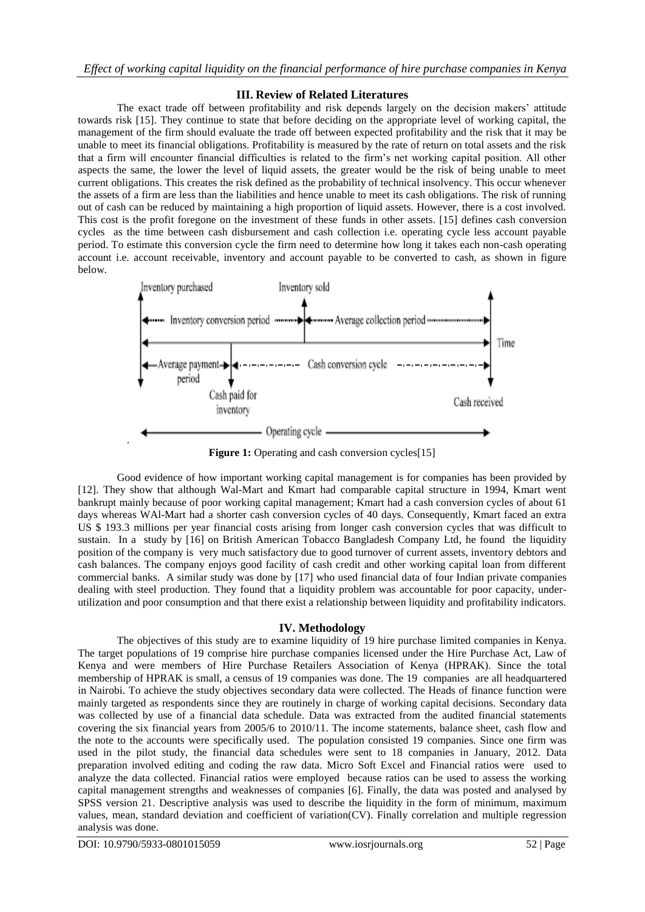## III. Review of Related Literatures

The exact trade off between profitability and risk depends largely on the decision makers' attitude towards risk [15]. They continue to state that before deciding on the appropriate level of working capital, the management of the firm should evaluate the trade off between expected profitability and the risk that it may be unable to meet its financial obligations. Profitability is measured by the rate of return on total assets and the risk that a firm will encounter financial difficulties is related to the firm's net working capital position. All other aspects the same, the lower the level of liquid assets, the greater would be the risk of being unable to meet current obligations. This creates the risk defined as the probability of technical insolvency. This occur whenever the assets of a firm are less than the liabilities and hence unable to meet its cash obligations. The risk of running out of cash can be reduced by maintaining a high proportion of liquid assets. However, there is a cost involved. This cost is the profit foregone on the investment of these funds in other assets. [15] defines cash conversion cycles as the time between cash disbursement and cash collection i.e. operating cycle less account payable period. To estimate this conversion cycle the firm need to determine how long it takes each non-cash operating account i.e. account receivable, inventory and account payable to be converted to cash, as shown in figure below.

**Figure 1:** Operating and cash conversion cycles[15]

Good evidence of how important working capital management is for companies has been provided by [12]. They show that although Wal-Mart and Kmart had comparable capital structure in 1994, Kmart went bankrupt mainly because of poor working capital management; Kmart had a cash conversion cycles of about 61 days whereas WAl-Mart had a shorter cash conversion cycles of 40 days. Consequently, Kmart faced an extra US $ 193.3 millions per year financial costs arising from longer cash conversion cycles that was difficult to sustain. In a study by [16] on British American Tobacco Bangladesh Company Ltd, he found the liquidity position of the company is very much satisfactory due to good turnover of current assets, inventory debtors and cash balances. The company enjoys good facility of cash credit and other working capital loan from different commercial banks. A similar study was done by [17] who used financial data of four Indian private companies dealing with steel production. They found that a liquidity problem was accountable for poor capacity, under-utilization and poor consumption and that there exist a relationship between liquidity and profitability indicators.

## IV. Methodology

The objectives of this study are to examine liquidity of 19 hire purchase limited companies in Kenya. The target populations of 19 comprise hire purchase companies licensed under the Hire Purchase Act, Law of Kenya and were members of Hire Purchase Retailers Association of Kenya (HPRAK). Since the total membership of HPRAK is small, a census of 19 companies was done. The 19 companies are all headquartered in Nairobi. To achieve the study objectives secondary data were collected. The Heads of finance function were mainly targeted as respondents since they are routinely in charge of working capital decisions. Secondary data was collected by use of a financial data schedule. Data was extracted from the audited financial statements covering the six financial years from 2005/6 to 2010/11. The income statements, balance sheet, cash flow and the note to the accounts were specifically used. The population consisted 19 companies. Since one firm was used in the pilot study, the financial data schedules were sent to 18 companies in January, 2012. Data preparation involved editing and coding the raw data. Micro Soft Excel and Financial ratios were used to analyze the data collected. Financial ratios were employed because ratios can be used to assess the working capital management strengths and weaknesses of companies [6]. Finally, the data was posted and analysed by SPSS version 21. Descriptive analysis was used to describe the liquidity in the form of minimum, maximum values, mean, standard deviation and coefficient of variation(CV). Finally correlation and multiple regression analysis was done.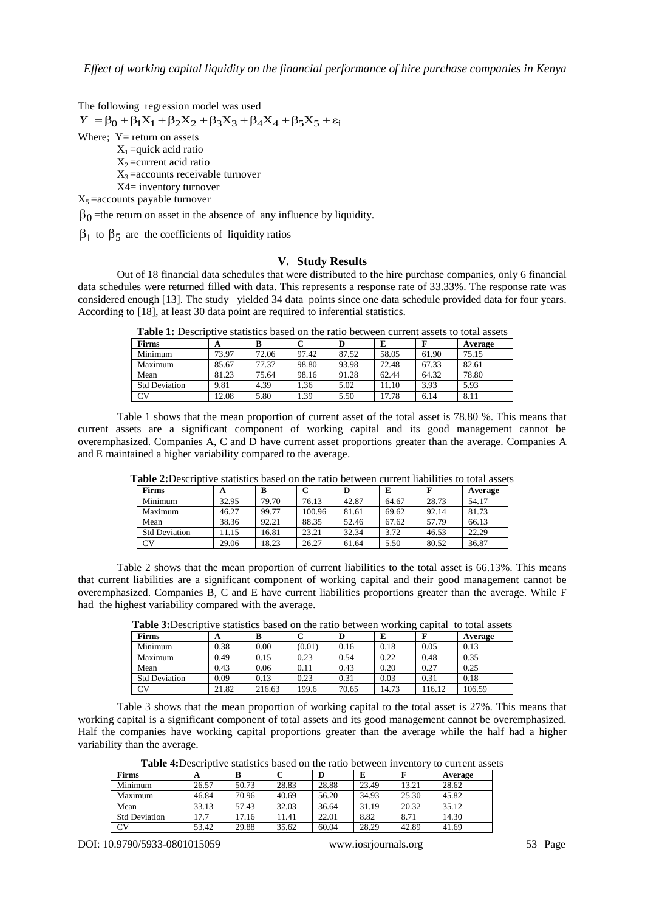The following regression model was used

$$Y = \beta_0 + \beta_1 X_1 + \beta_2 X_2 + \beta_3 X_3 + \beta_4 X_4 + \beta_5 X_5 + \varepsilon_i$$

Where; Y= return on assets

$X_1$ =quick acid ratio

$X_2$ =current acid ratio

$X_3$ =accounts receivable turnover

X4= inventory turnover

$X_5$ =accounts payable turnover

$\beta_0$ =the return on asset in the absence of any influence by liquidity.

$\beta_1$ to $\beta_5$ are the coefficients of liquidity ratios

## V. Study Results

Out of 18 financial data schedules that were distributed to the hire purchase companies, only 6 financial data schedules were returned filled with data. This represents a response rate of 33.33%. The response rate was considered enough [13]. The study yielded 34 data points since one data schedule provided data for four years. According to [18], at least 30 data point are required to inferential statistics.

**Table 1:** Descriptive statistics based on the ratio between current assets to total assets

| Firms | A | B | C | D | E | F | Average |
|---|---|---|---|---|---|---|---|
| Minimum | 73.97 | 72.06 | 97.42 | 87.52 | 58.05 | 61.90 | 75.15 |
| Maximum | 85.67 | 77.37 | 98.80 | 93.98 | 72.48 | 67.33 | 82.61 |
| Mean | 81.23 | 75.64 | 98.16 | 91.28 | 62.44 | 64.32 | 78.80 |
| Std Deviation | 9.81 | 4.39 | 1.36 | 5.02 | 11.10 | 3.93 | 5.93 |
| CV | 12.08 | 5.80 | 1.39 | 5.50 | 17.78 | 6.14 | 8.11 |

Table 1 shows that the mean proportion of current asset of the total asset is 78.80 %. This means that current assets are a significant component of working capital and its good management cannot be overemphasized. Companies A, C and D have current asset proportions greater than the average. Companies A and E maintained a higher variability compared to the average.

**Table 2:**Descriptive statistics based on the ratio between current liabilities to total assets

| Firms | A | B | C | D | E | F | Average |
|---|---|---|---|---|---|---|---|
| Minimum | 32.95 | 79.70 | 76.13 | 42.87 | 64.67 | 28.73 | 54.17 |
| Maximum | 46.27 | 99.77 | 100.96 | 81.61 | 69.62 | 92.14 | 81.73 |
| Mean | 38.36 | 92.21 | 88.35 | 52.46 | 67.62 | 57.79 | 66.13 |
| Std Deviation | 11.15 | 16.81 | 23.21 | 32.34 | 3.72 | 46.53 | 22.29 |
| CV | 29.06 | 18.23 | 26.27 | 61.64 | 5.50 | 80.52 | 36.87 |

Table 2 shows that the mean proportion of current liabilities to the total asset is 66.13%. This means that current liabilities are a significant component of working capital and their good management cannot be overemphasized. Companies B, C and E have current liabilities proportions greater than the average. While F had the highest variability compared with the average.

**Table 3:**Descriptive statistics based on the ratio between working capital to total assets

| Firms | A | B | C | D | E | F | Average |
|---|---|---|---|---|---|---|---|
| Minimum | 0.38 | 0.00 | (0.01) | 0.16 | 0.18 | 0.05 | 0.13 |
| Maximum | 0.49 | 0.15 | 0.23 | 0.54 | 0.22 | 0.48 | 0.35 |
| Mean | 0.43 | 0.06 | 0.11 | 0.43 | 0.20 | 0.27 | 0.25 |
| Std Deviation | 0.09 | 0.13 | 0.23 | 0.31 | 0.03 | 0.31 | 0.18 |
| CV | 21.82 | 216.63 | 199.6 | 70.65 | 14.73 | 116.12 | 106.59 |

Table 3 shows that the mean proportion of working capital to the total asset is 27%. This means that working capital is a significant component of total assets and its good management cannot be overemphasized. Half the companies have working capital proportions greater than the average while the half had a higher variability than the average.

**Table 4:**Descriptive statistics based on the ratio between inventory to current assets

| Firms | A | B | C | D | E | F | Average |
|---|---|---|---|---|---|---|---|
| Minimum | 26.57 | 50.73 | 28.83 | 28.88 | 23.49 | 13.21 | 28.62 |
| Maximum | 46.84 | 70.96 | 40.69 | 56.20 | 34.93 | 25.30 | 45.82 |
| Mean | 33.13 | 57.43 | 32.03 | 36.64 | 31.19 | 20.32 | 35.12 |
| Std Deviation | 17.7 | 17.16 | 11.41 | 22.01 | 8.82 | 8.71 | 14.30 |
| CV | 53.42 | 29.88 | 35.62 | 60.04 | 28.29 | 42.89 | 41.69 |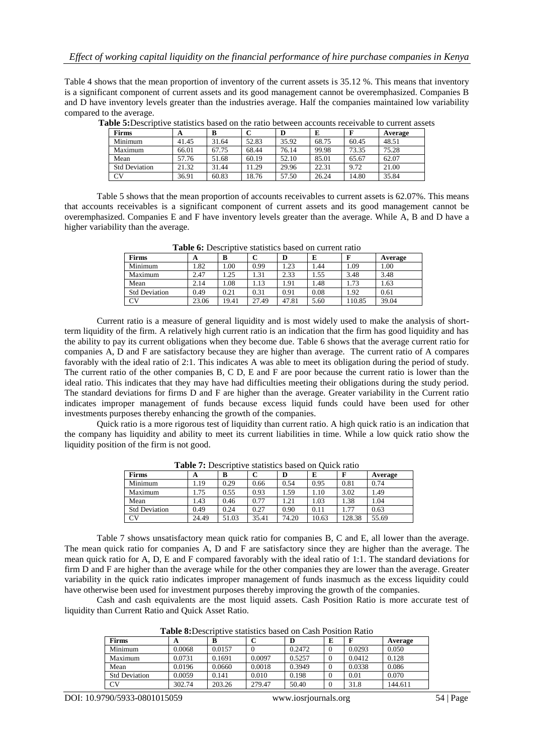Table 4 shows that the mean proportion of inventory of the current assets is 35.12 %. This means that inventory is a significant component of current assets and its good management cannot be overemphasized. Companies B and D have inventory levels greater than the industries average. Half the companies maintained low variability compared to the average.

**Table 5:** Descriptive statistics based on the ratio between accounts receivable to current assets

| Firms | A | B | C | D | E | F | Average |
|---|---|---|---|---|---|---|---|
| Minimum | 41.45 | 31.64 | 52.83 | 35.92 | 68.75 | 60.45 | 48.51 |
| Maximum | 66.01 | 67.75 | 68.44 | 76.14 | 99.98 | 73.35 | 75.28 |
| Mean | 57.76 | 51.68 | 60.19 | 52.10 | 85.01 | 65.67 | 62.07 |
| Std Deviation | 21.32 | 31.44 | 11.29 | 29.96 | 22.31 | 9.72 | 21.00 |
| CV | 36.91 | 60.83 | 18.76 | 57.50 | 26.24 | 14.80 | 35.84 |

Table 5 shows that the mean proportion of accounts receivables to current assets is 62.07%. This means that accounts receivables is a significant component of current assets and its good management cannot be overemphasized. Companies E and F have inventory levels greater than the average. While A, B and D have a higher variability than the average.

**Table 6:** Descriptive statistics based on current ratio

| Firms | A | B | C | D | E | F | Average |
|---|---|---|---|---|---|---|---|
| Minimum | 1.82 | 1.00 | 0.99 | 1.23 | 1.44 | 1.09 | 1.00 |
| Maximum | 2.47 | 1.25 | 1.31 | 2.33 | 1.55 | 3.48 | 3.48 |
| Mean | 2.14 | 1.08 | 1.13 | 1.91 | 1.48 | 1.73 | 1.63 |
| Std Deviation | 0.49 | 0.21 | 0.31 | 0.91 | 0.08 | 1.92 | 0.61 |
| CV | 23.06 | 19.41 | 27.49 | 47.81 | 5.60 | 110.85 | 39.04 |

Current ratio is a measure of general liquidity and is most widely used to make the analysis of short-term liquidity of the firm. A relatively high current ratio is an indication that the firm has good liquidity and has the ability to pay its current obligations when they become due. Table 6 shows that the average current ratio for companies A, D and F are satisfactory because they are higher than average. The current ratio of A compares favorably with the ideal ratio of 2:1. This indicates A was able to meet its obligation during the period of study. The current ratio of the other companies B, C D, E and F are poor because the current ratio is lower than the ideal ratio. This indicates that they may have had difficulties meeting their obligations during the study period. The standard deviations for firms D and F are higher than the average. Greater variability in the Current ratio indicates improper management of funds because excess liquid funds could have been used for other investments purposes thereby enhancing the growth of the companies.

Quick ratio is a more rigorous test of liquidity than current ratio. A high quick ratio is an indication that the company has liquidity and ability to meet its current liabilities in time. While a low quick ratio show the liquidity position of the firm is not good.

**Table 7:** Descriptive statistics based on Quick ratio

| Firms | A | B | C | D | E | F | Average |
|---|---|---|---|---|---|---|---|
| Minimum | 1.19 | 0.29 | 0.66 | 0.54 | 0.95 | 0.81 | 0.74 |
| Maximum | 1.75 | 0.55 | 0.93 | 1.59 | 1.10 | 3.02 | 1.49 |
| Mean | 1.43 | 0.46 | 0.77 | 1.21 | 1.03 | 1.38 | 1.04 |
| Std Deviation | 0.49 | 0.24 | 0.27 | 0.90 | 0.11 | 1.77 | 0.63 |
| CV | 24.49 | 51.03 | 35.41 | 74.20 | 10.63 | 128.38 | 55.69 |

Table 7 shows unsatisfactory mean quick ratio for companies B, C and E, all lower than the average. The mean quick ratio for companies A, D and F are satisfactory since they are higher than the average. The mean quick ratio for A, D, E and F compared favorably with the ideal ratio of 1:1. The standard deviations for firm D and F are higher than the average while for the other companies they are lower than the average. Greater variability in the quick ratio indicates improper management of funds inasmuch as the excess liquidity could have otherwise been used for investment purposes thereby improving the growth of the companies.

Cash and cash equivalents are the most liquid assets. Cash Position Ratio is more accurate test of liquidity than Current Ratio and Quick Asset Ratio.

**Table 8:** Descriptive statistics based on Cash Position Ratio

| Firms | A | B | C | D | E | F | Average |
|---|---|---|---|---|---|---|---|
| Minimum | 0.0068 | 0.0157 | 0 | 0.2472 | 0 | 0.0293 | 0.050 |
| Maximum | 0.0731 | 0.1691 | 0.0097 | 0.5257 | 0 | 0.0412 | 0.128 |
| Mean | 0.0196 | 0.0660 | 0.0018 | 0.3949 | 0 | 0.0338 | 0.086 |
| Std Deviation | 0.0059 | 0.141 | 0.010 | 0.198 | 0 | 0.01 | 0.070 |
| CV | 302.74 | 203.26 | 279.47 | 50.40 | 0 | 31.8 | 144.611 |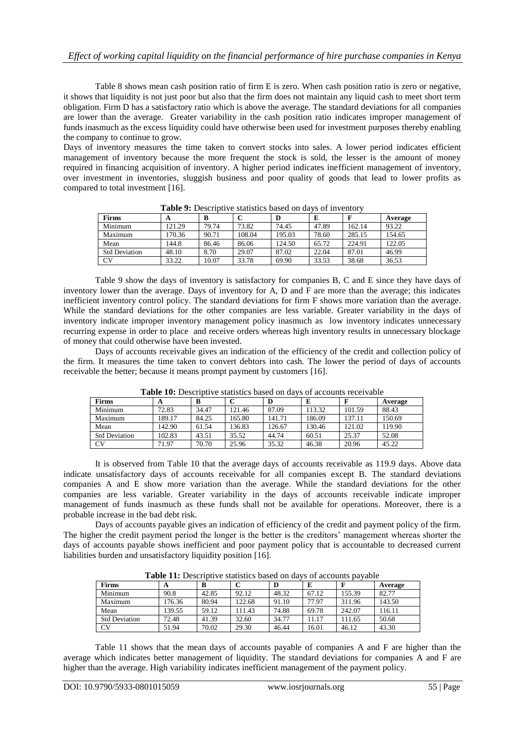Table 8 shows mean cash position ratio of firm E is zero. When cash position ratio is zero or negative, it shows that liquidity is not just poor but also that the firm does not maintain any liquid cash to meet short term obligation. Firm D has a satisfactory ratio which is above the average. The standard deviations for all companies are lower than the average. Greater variability in the cash position ratio indicates improper management of funds inasmuch as the excess liquidity could have otherwise been used for investment purposes thereby enabling the company to continue to grow.

Days of inventory measures the time taken to convert stocks into sales. A lower period indicates efficient management of inventory because the more frequent the stock is sold, the lesser is the amount of money required in financing acquisition of inventory. A higher period indicates inefficient management of inventory, over investment in inventories, sluggish business and poor quality of goods that lead to lower profits as compared to total investment [16].

**Table 9:** Descriptive statistics based on days of inventory

| Firms | A | B | C | D | E | F | Average |
|---|---|---|---|---|---|---|---|
| Minimum | 121.29 | 79.74 | 73.82 | 74.45 | 47.89 | 162.14 | 93.22 |
| Maximum | 170.36 | 90.71 | 108.04 | 195.03 | 78.60 | 285.15 | 154.65 |
| Mean | 144.8 | 86.46 | 86.06 | 124.50 | 65.72 | 224.91 | 122.05 |
| Std Deviation | 48.10 | 8.70 | 29.07 | 87.02 | 22.04 | 87.01 | 46.99 |
| CV | 33.22 | 10.07 | 33.78 | 69.90 | 33.53 | 38.68 | 36.53 |

Table 9 show the days of inventory is satisfactory for companies B, C and E since they have days of inventory lower than the average. Days of inventory for A, D and F are more than the average; this indicates inefficient inventory control policy. The standard deviations for firm F shows more variation than the average. While the standard deviations for the other companies are less variable. Greater variability in the days of inventory indicate improper inventory management policy inasmuch as low inventory indicates unnecessary recurring expense in order to place and receive orders whereas high inventory results in unnecessary blockage of money that could otherwise have been invested.

Days of accounts receivable gives an indication of the efficiency of the credit and collection policy of the firm. It measures the time taken to convert debtors into cash. The lower the period of days of accounts receivable the better; because it means prompt payment by customers [16].

**Table 10:** Descriptive statistics based on days of accounts receivable

| Firms | A | B | C | D | E | F | Average |
|---|---|---|---|---|---|---|---|
| Minimum | 72.83 | 34.47 | 121.46 | 87.09 | 113.32 | 101.59 | 88.43 |
| Maximum | 189.17 | 84.25 | 165.80 | 141.71 | 186.09 | 137.11 | 150.69 |
| Mean | 142.90 | 61.54 | 136.83 | 126.67 | 130.46 | 121.02 | 119.90 |
| Std Deviation | 102.83 | 43.51 | 35.52 | 44.74 | 60.51 | 25.37 | 52.08 |
| CV | 71.97 | 70.70 | 25.96 | 35.32 | 46.38 | 20.96 | 45.22 |

It is observed from Table 10 that the average days of accounts receivable as 119.9 days. Above data indicate unsatisfactory days of accounts receivable for all companies except B. The standard deviations companies A and E show more variation than the average. While the standard deviations for the other companies are less variable. Greater variability in the days of accounts receivable indicate improper management of funds inasmuch as these funds shall not be available for operations. Moreover, there is a probable increase in the bad debt risk.

Days of accounts payable gives an indication of efficiency of the credit and payment policy of the firm. The higher the credit payment period the longer is the better is the creditors' management whereas shorter the days of accounts payable shows inefficient and poor payment policy that is accountable to decreased current liabilities burden and unsatisfactory liquidity position [16].

**Table 11:** Descriptive statistics based on days of accounts payable

| Firms | A | B | C | D | E | F | Average |
|---|---|---|---|---|---|---|---|
| Minimum | 90.8 | 42.85 | 92.12 | 48.32 | 67.12 | 155.39 | 82.77 |
| Maximum | 176.36 | 80.94 | 122.68 | 91.10 | 77.97 | 311.96 | 143.50 |
| Mean | 139.55 | 59.12 | 111.43 | 74.88 | 69.78 | 242.07 | 116.11 |
| Std Deviation | 72.48 | 41.39 | 32.60 | 34.77 | 11.17 | 111.65 | 50.68 |
| CV | 51.94 | 70.02 | 29.30 | 46.44 | 16.01 | 46.12 | 43.30 |

Table 11 shows that the mean days of accounts payable of companies A and F are higher than the average which indicates better management of liquidity. The standard deviations for companies A and F are higher than the average. High variability indicates inefficient management of the payment policy.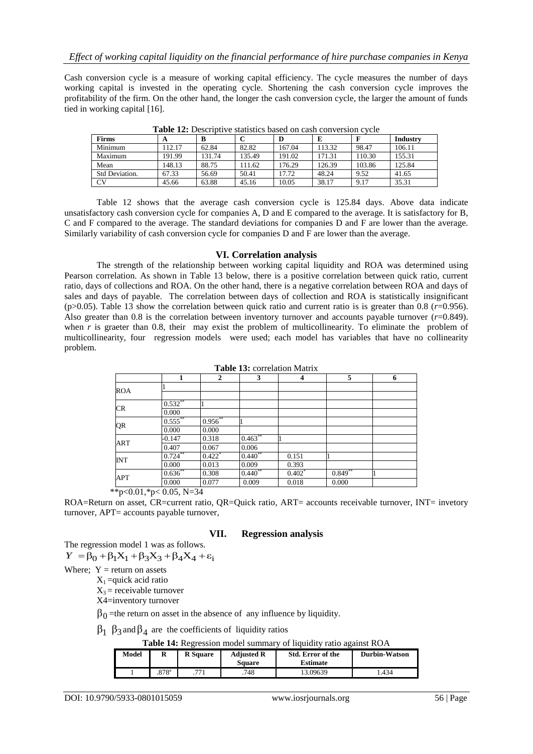Cash conversion cycle is a measure of working capital efficiency. The cycle measures the number of days working capital is invested in the operating cycle. Shortening the cash conversion cycle improves the profitability of the firm. On the other hand, the longer the cash conversion cycle, the larger the amount of funds tied in working capital [16].

**Table 12:** Descriptive statistics based on cash conversion cycle

| Firms | A | B | C | D | E | F | Industry |
|---|---|---|---|---|---|---|---|
| Minimum | 112.17 | 62.84 | 82.82 | 167.04 | 113.32 | 98.47 | 106.11 |
| Maximum | 191.99 | 131.74 | 135.49 | 191.02 | 171.31 | 110.30 | 155.31 |
| Mean | 148.13 | 88.75 | 111.62 | 176.29 | 126.39 | 103.86 | 125.84 |
| Std Deviation. | 67.33 | 56.69 | 50.41 | 17.72 | 48.24 | 9.52 | 41.65 |
| CV | 45.66 | 63.88 | 45.16 | 10.05 | 38.17 | 9.17 | 35.31 |

Table 12 shows that the average cash conversion cycle is 125.84 days. Above data indicate unsatisfactory cash conversion cycle for companies A, D and E compared to the average. It is satisfactory for B, C and F compared to the average. The standard deviations for companies D and F are lower than the average. Similarly variability of cash conversion cycle for companies D and F are lower than the average.

## VI. Correlation analysis

The strength of the relationship between working capital liquidity and ROA was determined using Pearson correlation. As shown in Table 13 below, there is a positive correlation between quick ratio, current ratio, days of collections and ROA. On the other hand, there is a negative correlation between ROA and days of sales and days of payable. The correlation between days of collection and ROA is statistically insignificant ($p>0.05$). Table 13 show the correlation between quick ratio and current ratio is is greater than 0.8 ($r$=0.956). Also greater than 0.8 is the correlation between inventory turnover and accounts payable turnover ($r$=0.849). when $r$ is graeter than 0.8, their may exist the problem of multicollinearity. To eliminate the problem of multicollinearity, four regression models were used; each model has variables that have no collinearity problem.

**Table 13:** correlation Matrix

| | 1 | 2 | 3 | 4 | 5 | 6 |
|---|---|---|---|---|---|---|
| ROA | 1 | | | | | |
| | | | | | | |
| CR | 0.532** | 1 | | | | |
| | 0.000 | | | | | |
| QR | 0.555** | 0.956** | 1 | | | |
| | 0.000 | 0.000 | | | | |
| ART | -0.147 | 0.318 | 0.463** | 1 | | |
| | 0.407 | 0.067 | 0.006 | | | |
| INT | 0.724** | 0.422* | 0.440** | 0.151 | 1 | |
| | 0.000 | 0.013 | 0.009 | 0.393 | | |
| APT | 0.636** | 0.308 | 0.440** | 0.402* | 0.849** | 1 |
| | 0.000 | 0.077 | 0.009 | 0.018 | 0.000 | |

**p<0.01,*p< 0.05, N=34

ROA=Return on asset, CR=current ratio, QR=Quick ratio, ART= accounts receivable turnover, INT= invetory turnover, APT= accounts payable turnover,

## VII. Regression analysis

The regression model 1 was as follows.

$$Y = \beta_0 + \beta_1 X_1 + \beta_3 X_3 + \beta_4 X_4 + \varepsilon_i$$

Where; Y = return on assets

$X_1$ =quick acid ratio

$X_3$ = receivable turnover

X4=inventory turnover

$\beta_0$ =the return on asset in the absence of any influence by liquidity.

$\beta_1$ $\beta_3$ and $\beta_4$ are the coefficients of liquidity ratios

**Table 14:** Regression model summary of liquidity ratio against ROA

| Model | R | R Square | Adjusted R Square | Std. Error of the Estimate | Durbin-Watson |
|---|---|---|---|---|---|
| 1 | .878[a] | .771 | .748 | 13.09639 | 1.434 |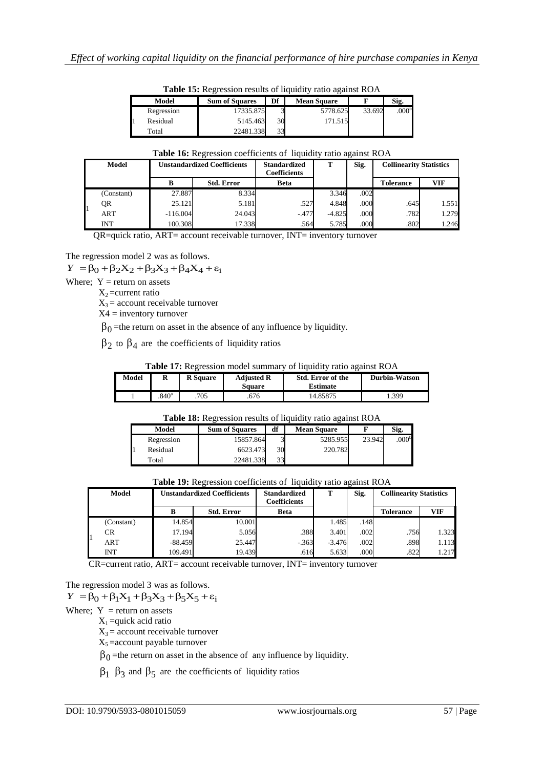**Table 15:** Regression results of liquidity ratio against ROA

| Model | | Sum of Squares | Df | Mean Square | F | Sig. |
|---|---|---|---|---|---|---|
| 1 | Regression | 17335.875 | 3 | 5778.625 | 33.692 | .000[b] |
| | Residual | 5145.463 | 30 | 171.515 | | |
| | Total | 22481.338 | 33 | | | |

**Table 16:** Regression coefficients of liquidity ratio against ROA

| Model | | Unstandardized Coefficients | | Standardized Coefficients | T | Sig. | Collinearity Statistics | |
|---|---|---|---|---|---|---|---|---|
| | | B | Std. Error | Beta | | | Tolerance | VIF |
| 1 | (Constant) | 27.887 | 8.334 | | 3.346 | .002 | | |
| | QR | 25.121 | 5.181 | .527 | 4.848 | .000 | .645 | 1.551 |
| | ART | -116.004 | 24.043 | -.477 | -4.825 | .000 | .782 | 1.279 |
| | INT | 100.308 | 17.338 | .564 | 5.785 | .000 | .802 | 1.246 |

QR=quick ratio, ART= account receivable turnover, INT= inventory turnover

The regression model 2 was as follows.

$$Y = \beta_0 + \beta_2 X_2 + \beta_3 X_3 + \beta_4 X_4 + \varepsilon_i$$

Where; Y = return on assets

$X_2$ =current ratio

$X_3$ = account receivable turnover

X4 = inventory turnover

$\beta_0$ =the return on asset in the absence of any influence by liquidity.

$\beta_2$ to $\beta_4$ are the coefficients of liquidity ratios

**Table 17:** Regression model summary of liquidity ratio against ROA

| Model | R | R Square | Adjusted R Square | Std. Error of the Estimate | Durbin-Watson |
|---|---|---|---|---|---|
| 1 | .840[a] | .705 | .676 | 14.85875 | 1.399 |

**Table 18:** Regression results of liquidity ratio against ROA

| Model | | Sum of Squares | df | Mean Square | F | Sig. |
|---|---|---|---|---|---|---|
| 1 | Regression | 15857.864 | 3 | 5285.955 | 23.942 | .000[b] |
| | Residual | 6623.473 | 30 | 220.782 | | |
| | Total | 22481.338 | 33 | | | |

**Table 19:** Regression coefficients of liquidity ratio against ROA

| Model | | Unstandardized Coefficients | | Standardized Coefficients | T | Sig. | Collinearity Statistics | |
|---|---|---|---|---|---|---|---|---|
| | | B | Std. Error | Beta | | | Tolerance | VIF |
| 1 | (Constant) | 14.854 | 10.001 | | 1.485 | .148 | | |
| | CR | 17.194 | 5.056 | .388 | 3.401 | .002 | .756 | 1.323 |
| | ART | -88.459 | 25.447 | -.363 | -3.476 | .002 | .898 | 1.113 |
| | INT | 109.491 | 19.439 | .616 | 5.633 | .000 | .822 | 1.217 |

CR=current ratio, ART= account receivable turnover, INT= inventory turnover

The regression model 3 was as follows.

$$Y = \beta_0 + \beta_1 X_1 + \beta_3 X_3 + \beta_5 X_5 + \varepsilon_i$$

Where; Y = return on assets

$X_1$ =quick acid ratio

$X_3$ = account receivable turnover

$X_5$ =account payable turnover

$\beta_0$ =the return on asset in the absence of any influence by liquidity.

$\beta_1$ $\beta_3$ and $\beta_5$ are the coefficients of liquidity ratios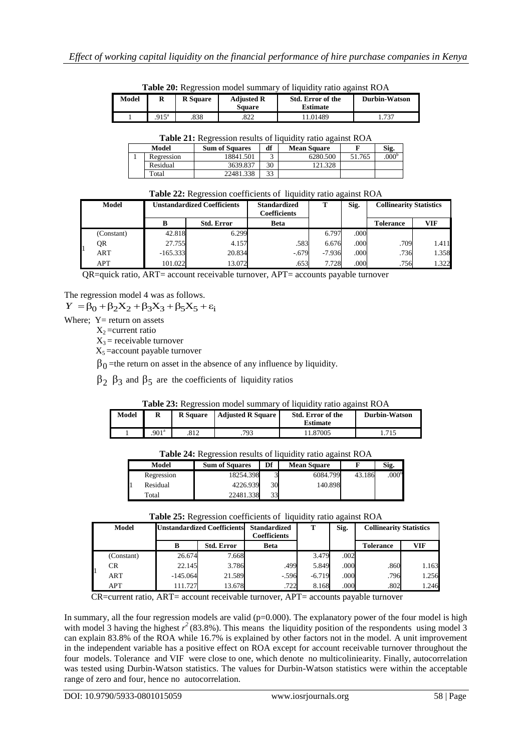**Table 20:** Regression model summary of liquidity ratio against ROA

| Model | R | R Square | Adjusted R Square | Std. Error of the Estimate | Durbin-Watson |
|---|---|---|---|---|---|
| 1 | .915[a] | .838 | .822 | 11.01489 | 1.737 |

**Table 21:** Regression results of liquidity ratio against ROA

| | Model | Sum of Squares | df | Mean Square | F | Sig. |
|---|---|---|---|---|---|---|
| 1 | Regression | 18841.501 | 3 | 6280.500 | 51.765 | .000[b] |
| | Residual | 3639.837 | 30 | 121.328 | | |
| | Total | 22481.338 | 33 | | | |

**Table 22:** Regression coefficients of liquidity ratio against ROA

| | Model | Unstandardized Coefficients | | Standardized Coefficients | T | Sig. | Collinearity Statistics | |
|---|---|---|---|---|---|---|---|---|
| | | B | Std. Error | Beta | | | Tolerance | VIF |
| 1 | (Constant) | 42.818 | 6.299 | | 6.797 | .000 | | |
| | QR | 27.755 | 4.157 | .583 | 6.676 | .000 | .709 | 1.411 |
| | ART | -165.333 | 20.834 | -.679 | -7.936 | .000 | .736 | 1.358 |
| | APT | 101.022 | 13.072 | .653 | 7.728 | .000 | .756 | 1.322 |

QR=quick ratio, ART= account receivable turnover, APT= accounts payable turnover

The regression model 4 was as follows.

$$Y = \beta_0 + \beta_2 X_2 + \beta_3 X_3 + \beta_5 X_5 + \varepsilon_i$$

Where; Y= return on assets

$X_2$ =current ratio

$X_3$ = receivable turnover

$X_5$ =account payable turnover

$\beta_0$ =the return on asset in the absence of any influence by liquidity.

$\beta_2$ $\beta_3$ and $\beta_5$ are the coefficients of liquidity ratios

**Table 23:** Regression model summary of liquidity ratio against ROA

| Model | R | R Square | Adjusted R Square | Std. Error of the Estimate | Durbin-Watson |
|---|---|---|---|---|---|
| 1 | .901[a] | .812 | .793 | 11.87005 | 1.715 |

**Table 24:** Regression results of liquidity ratio against ROA

| | Model | Sum of Squares | Df | Mean Square | F | Sig. |
|---|---|---|---|---|---|---|
| 1 | Regression | 18254.398 | 3 | 6084.799 | 43.186 | .000[b] |
| | Residual | 4226.939 | 30 | 140.898 | | |
| | Total | 22481.338 | 33 | | | |

**Table 25:** Regression coefficients of liquidity ratio against ROA

| | Model | Unstandardized Coefficients | | Standardized Coefficients | T | Sig. | Collinearity Statistics | |
|---|---|---|---|---|---|---|---|---|
| | | B | Std. Error | Beta | | | Tolerance | VIF |
| 1 | (Constant) | 26.674 | 7.668 | | 3.479 | .002 | | |
| | CR | 22.145 | 3.786 | .499 | 5.849 | .000 | .860 | 1.163 |
| | ART | -145.064 | 21.589 | -.596 | -6.719 | .000 | .796 | 1.256 |
| | APT | 111.727 | 13.678 | .722 | 8.168 | .000 | .802 | 1.246 |

CR=current ratio, ART= account receivable turnover, APT= accounts payable turnover

In summary, all the four regression models are valid (p=0.000). The explanatory power of the four model is high with model 3 having the highest $r^2$ (83.8%). This means the liquidity position of the respondents using model 3 can explain 83.8% of the ROA while 16.7% is explained by other factors not in the model. A unit improvement in the independent variable has a positive effect on ROA except for account receivable turnover throughout the four models. Tolerance and VIF were close to one, which denote no multicoliniearity. Finally, autocorrelation was tested using Durbin-Watson statistics. The values for Durbin-Watson statistics were within the acceptable range of zero and four, hence no autocorrelation.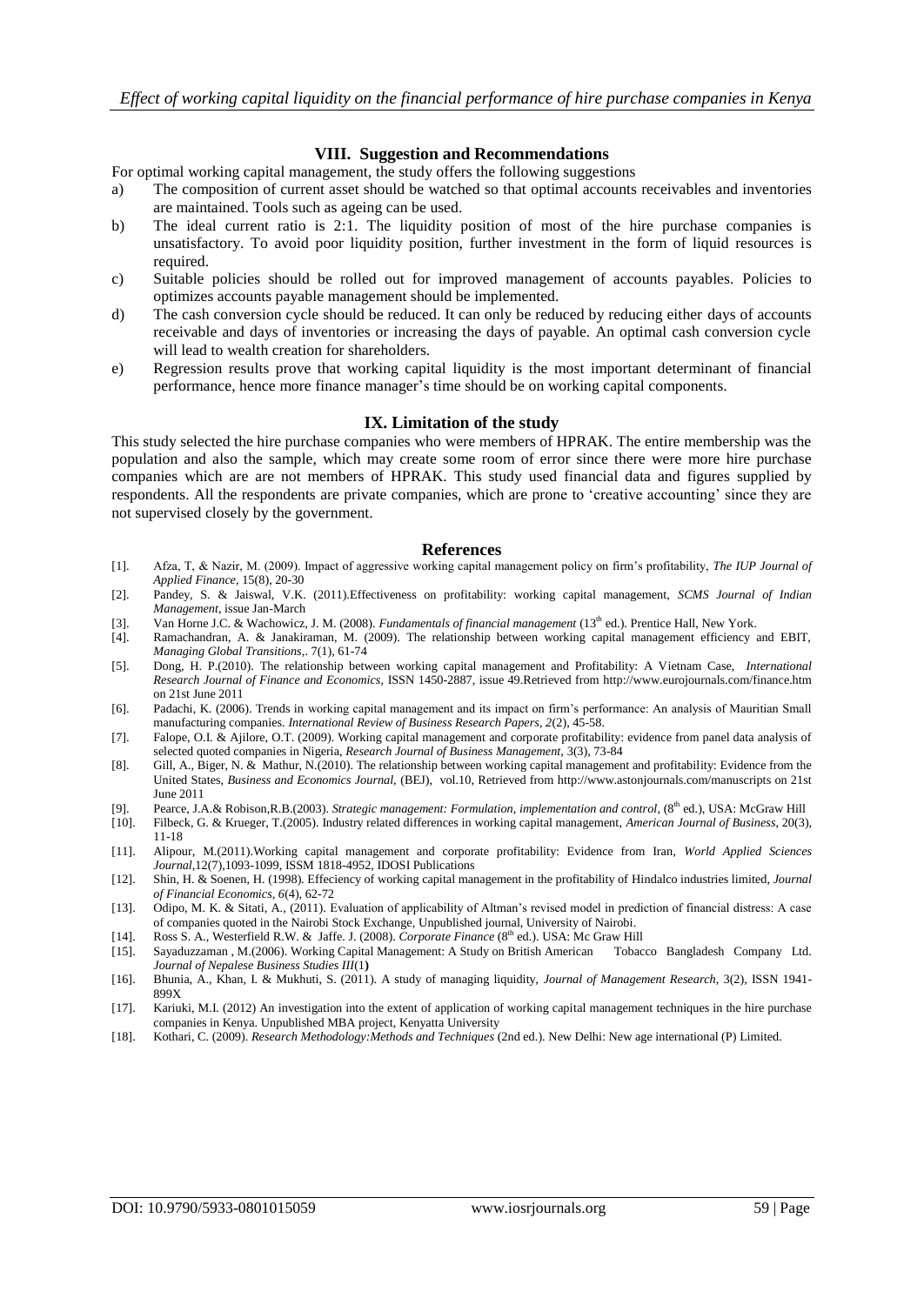## VIII. Suggestion and Recommendations

For optimal working capital management, the study offers the following suggestions

a) The composition of current asset should be watched so that optimal accounts receivables and inventories are maintained. Tools such as ageing can be used.
b) The ideal current ratio is 2:1. The liquidity position of most of the hire purchase companies is unsatisfactory. To avoid poor liquidity position, further investment in the form of liquid resources is required.
c) Suitable policies should be rolled out for improved management of accounts payables. Policies to optimizes accounts payable management should be implemented.
d) The cash conversion cycle should be reduced. It can only be reduced by reducing either days of accounts receivable and days of inventories or increasing the days of payable. An optimal cash conversion cycle will lead to wealth creation for shareholders.
e) Regression results prove that working capital liquidity is the most important determinant of financial performance, hence more finance manager's time should be on working capital components.

## IX. Limitation of the study

This study selected the hire purchase companies who were members of HPRAK. The entire membership was the population and also the sample, which may create some room of error since there were more hire purchase companies which are are not members of HPRAK. This study used financial data and figures supplied by respondents. All the respondents are private companies, which are prone to 'creative accounting' since they are not supervised closely by the government.

## References

[1]. Afza, T, & Nazir, M. (2009). Impact of aggressive working capital management policy on firm's profitability, *The IUP Journal of Applied Finance*, 15(8), 20-30

[2]. Pandey, S. & Jaiswal, V.K. (2011).Effectiveness on profitability: working capital management, *SCMS Journal of Indian Management*, issue Jan-March

[3]. Van Horne J.C. & Wachowicz, J. M. (2008). *Fundamentals of financial management* (13th ed.). Prentice Hall, New York.

[4]. Ramachandran, A. & Janakiraman, M. (2009). The relationship between working capital management efficiency and EBIT, *Managing Global Transitions*,. 7(1), 61-74

[5]. Dong, H. P.(2010). The relationship between working capital management and Profitability: A Vietnam Case, *International Research Journal of Finance and Economics*, ISSN 1450-2887, issue 49.Retrieved from http://www.eurojournals.com/finance.htm on 21st June 2011

[6]. Padachi, K. (2006). Trends in working capital management and its impact on firm's performance: An analysis of Mauritian Small manufacturing companies. *International Review of Business Research Papers*, *2*(2), 45-58.

[7]. Falope, O.I. & Ajilore, O.T. (2009). Working capital management and corporate profitability: evidence from panel data analysis of selected quoted companies in Nigeria, *Research Journal of Business Management*, 3(3), 73-84

[8]. Gill, A., Biger, N. & Mathur, N.(2010). The relationship between working capital management and profitability: Evidence from the United States, *Business and Economics Journal*, (BEJ), vol.10, Retrieved from http://www.astonjournals.com/manuscripts on 21st June 2011

[9]. Pearce, J.A.& Robison,R.B.(2003). *Strategic management: Formulation, implementation and control*, (8th ed.), USA: McGraw Hill

[10]. Filbeck, G. & Krueger, T.(2005). Industry related differences in working capital management, *American Journal of Business*, 20(3), 11-18

[11]. Alipour, M.(2011).Working capital management and corporate profitability: Evidence from Iran, *World Applied Sciences Journal*,12(7),1093-1099, ISSM 1818-4952, IDOSI Publications

[12]. Shin, H. & Soenen, H. (1998). Effeciency of working capital management in the profitability of Hindalco industries limited, *Journal of Financial Economics*, *6*(4), 62-72

[13]. Odipo, M. K. & Sitati, A., (2011). Evaluation of applicability of Altman's revised model in prediction of financial distress: A case of companies quoted in the Nairobi Stock Exchange, Unpublished journal, University of Nairobi.

[14]. Ross S. A., Westerfield R.W. & Jaffe. J. (2008). *Corporate Finance* (8th ed.). USA: Mc Graw Hill

[15]. Sayaduzzaman , M.(2006). Working Capital Management: A Study on British American Tobacco Bangladesh Company Ltd. *Journal of Nepalese Business Studies III*(1**)**

[16]. Bhunia, A., Khan, I. & Mukhuti, S. (2011). A study of managing liquidity, *Journal of Management Research*, 3(2), ISSN 1941-899X

[17]. Kariuki, M.I. (2012) An investigation into the extent of application of working capital management techniques in the hire purchase companies in Kenya. Unpublished MBA project, Kenyatta University

[18]. Kothari, C. (2009). *Research Methodology:Methods and Techniques* (2nd ed.). New Delhi: New age international (P) Limited.